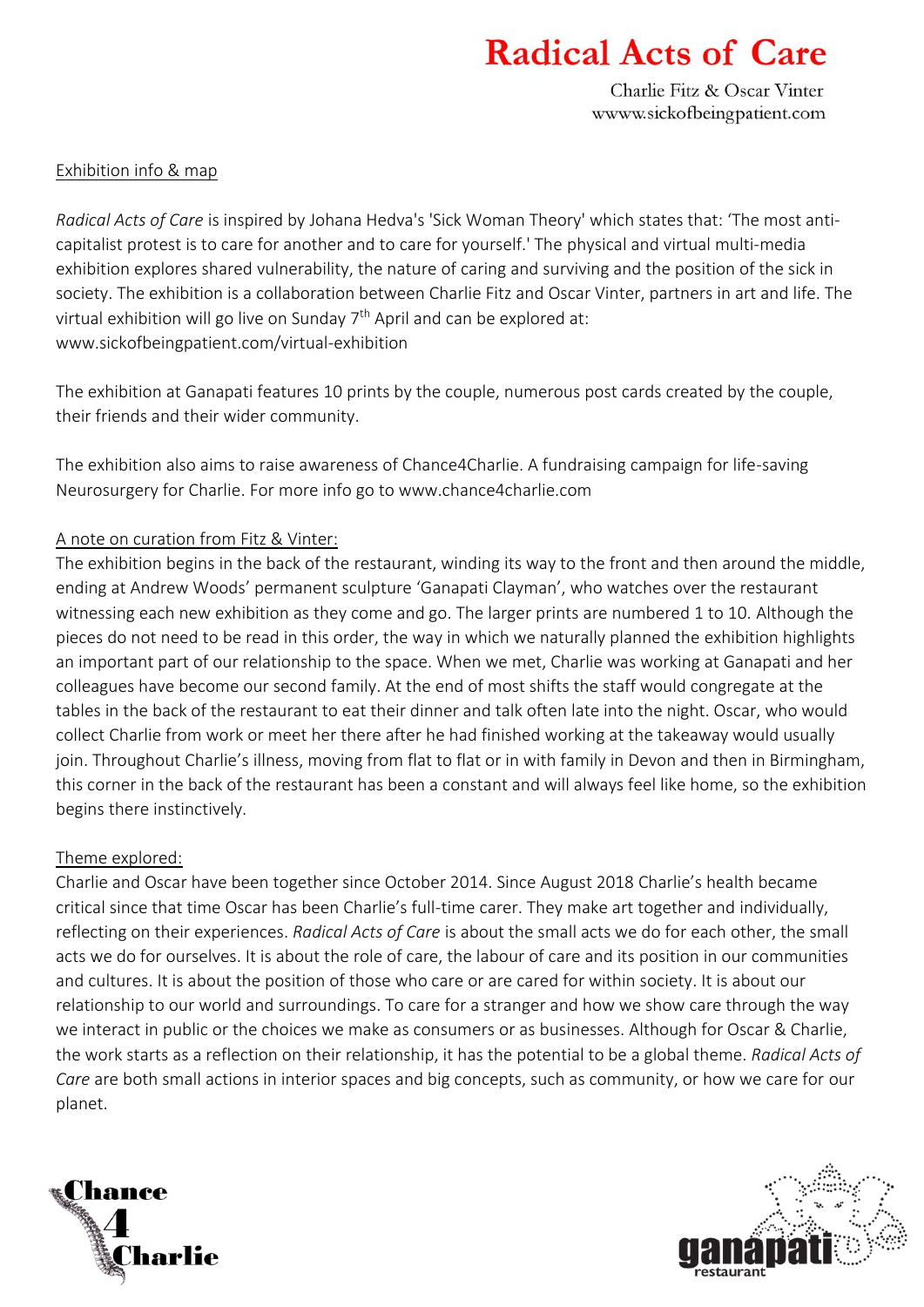# Radical Acts of Care

Charlie Fitz & Oscar Vinter
www.sickofbeingpatient.com

Exhibition info & map

*Radical Acts of Care* is inspired by Johana Hedva's 'Sick Woman Theory' which states that: 'The most anti-capitalist protest is to care for another and to care for yourself.' The physical and virtual multi-media exhibition explores shared vulnerability, the nature of caring and surviving and the position of the sick in society. The exhibition is a collaboration between Charlie Fitz and Oscar Vinter, partners in art and life. The virtual exhibition will go live on Sunday 7th April and can be explored at: www.sickofbeingpatient.com/virtual-exhibition

The exhibition at Ganapati features 10 prints by the couple, numerous post cards created by the couple, their friends and their wider community.

The exhibition also aims to raise awareness of Chance4Charlie. A fundraising campaign for life-saving Neurosurgery for Charlie. For more info go to www.chance4charlie.com

A note on curation from Fitz & Vinter:
The exhibition begins in the back of the restaurant, winding its way to the front and then around the middle, ending at Andrew Woods' permanent sculpture 'Ganapati Clayman', who watches over the restaurant witnessing each new exhibition as they come and go. The larger prints are numbered 1 to 10. Although the pieces do not need to be read in this order, the way in which we naturally planned the exhibition highlights an important part of our relationship to the space. When we met, Charlie was working at Ganapati and her colleagues have become our second family. At the end of most shifts the staff would congregate at the tables in the back of the restaurant to eat their dinner and talk often late into the night. Oscar, who would collect Charlie from work or meet her there after he had finished working at the takeaway would usually join. Throughout Charlie's illness, moving from flat to flat or in with family in Devon and then in Birmingham, this corner in the back of the restaurant has been a constant and will always feel like home, so the exhibition begins there instinctively.

Theme explored:
Charlie and Oscar have been together since October 2014. Since August 2018 Charlie's health became critical since that time Oscar has been Charlie's full-time carer. They make art together and individually, reflecting on their experiences. *Radical Acts of Care* is about the small acts we do for each other, the small acts we do for ourselves. It is about the role of care, the labour of care and its position in our communities and cultures. It is about the position of those who care or are cared for within society. It is about our relationship to our world and surroundings. To care for a stranger and how we show care through the way we interact in public or the choices we make as consumers or as businesses. Although for Oscar & Charlie, the work starts as a reflection on their relationship, it has the potential to be a global theme. *Radical Acts of Care* are both small actions in interior spaces and big concepts, such as community, or how we care for our planet.

Chance 4 Charlie

ganapati restaurant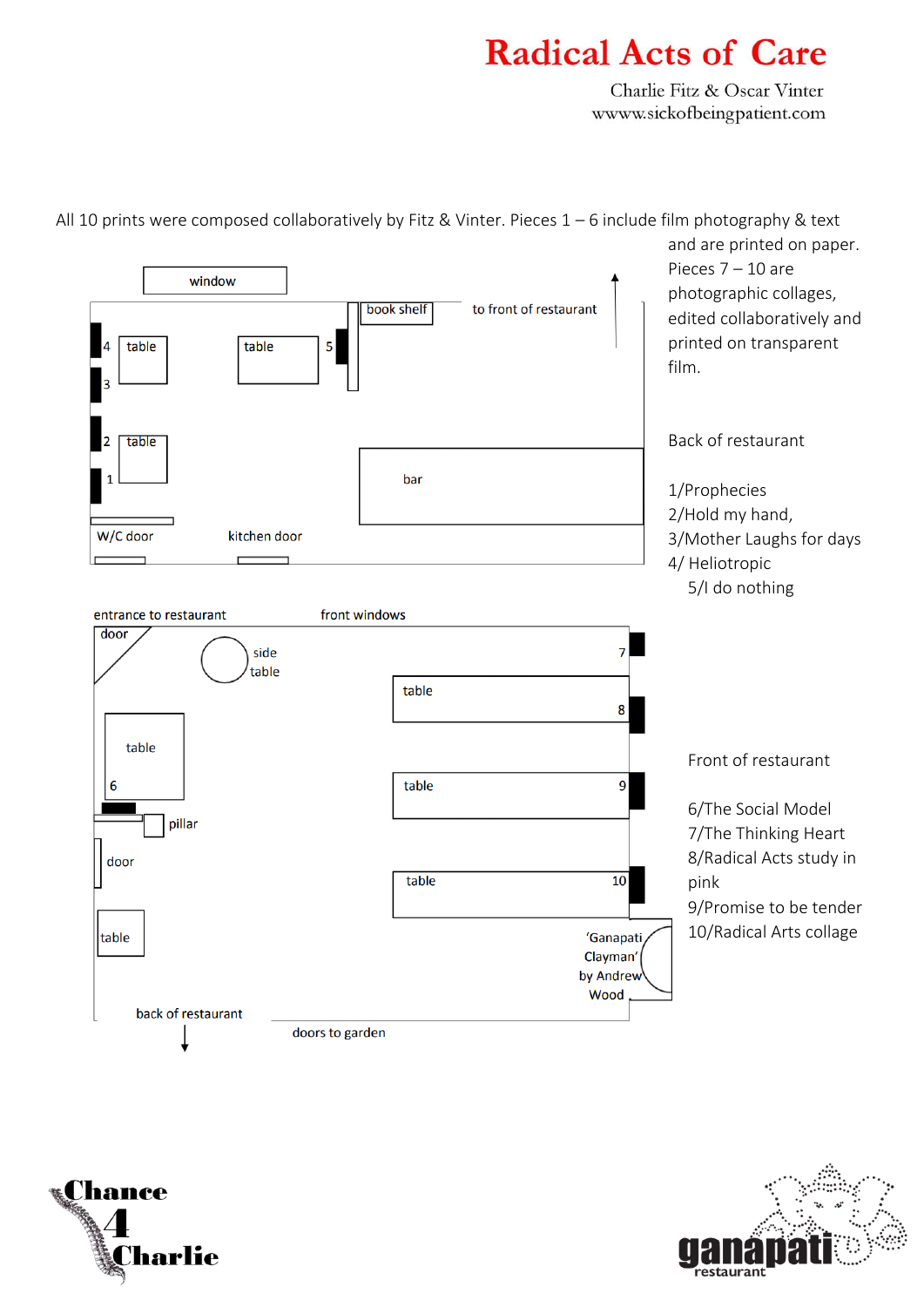# Radical Acts of Care

Charlie Fitz & Oscar Vinter
www.sickofbeingpatient.com

All 10 prints were composed collaboratively by Fitz & Vinter. Pieces 1 – 6 include film photography & text and are printed on paper. Pieces 7 – 10 are photographic collages, edited collaboratively and printed on transparent film.

window
book shelf
to front of restaurant
4 table
table 5
3
2 table
1
bar
W/C door
kitchen door

Back of restaurant

1/Prophecies
2/Hold my hand,
3/Mother Laughs for days
4/ Heliotropic
5/I do nothing

entrance to restaurant
front windows
door
side table
7
table 8
table 6
table 9
pillar
door
table 10
table
'Ganapati Clayman' by Andrew Wood
back of restaurant
doors to garden

Front of restaurant

6/The Social Model
7/The Thinking Heart
8/Radical Acts study in pink
9/Promise to be tender
10/Radical Arts collage

Chance 4 Charlie

ganapati restaurant